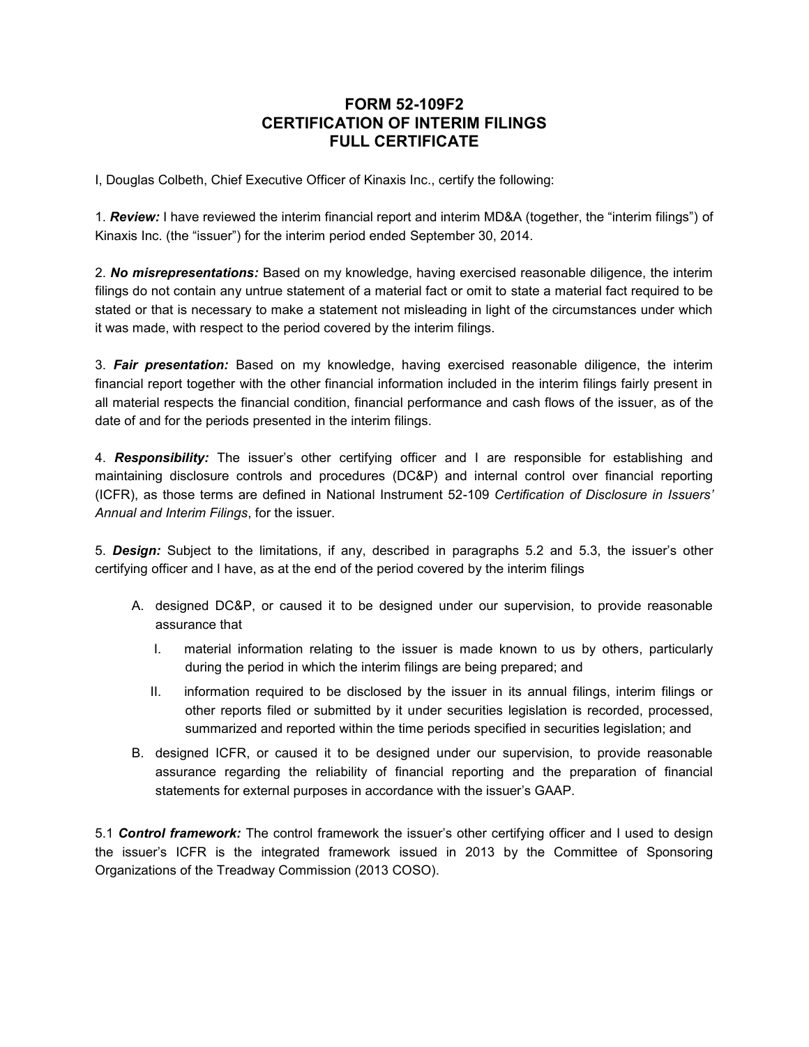# FORM 52-109F2
# CERTIFICATION OF INTERIM FILINGS
# FULL CERTIFICATE

I, Douglas Colbeth, Chief Executive Officer of Kinaxis Inc., certify the following:

1. ***Review:*** I have reviewed the interim financial report and interim MD&A (together, the "interim filings") of Kinaxis Inc. (the "issuer") for the interim period ended September 30, 2014.

2. ***No misrepresentations:*** Based on my knowledge, having exercised reasonable diligence, the interim filings do not contain any untrue statement of a material fact or omit to state a material fact required to be stated or that is necessary to make a statement not misleading in light of the circumstances under which it was made, with respect to the period covered by the interim filings.

3. ***Fair presentation:*** Based on my knowledge, having exercised reasonable diligence, the interim financial report together with the other financial information included in the interim filings fairly present in all material respects the financial condition, financial performance and cash flows of the issuer, as of the date of and for the periods presented in the interim filings.

4. ***Responsibility:*** The issuer's other certifying officer and I are responsible for establishing and maintaining disclosure controls and procedures (DC&P) and internal control over financial reporting (ICFR), as those terms are defined in National Instrument 52-109 *Certification of Disclosure in Issuers' Annual and Interim Filings*, for the issuer.

5. ***Design:*** Subject to the limitations, if any, described in paragraphs 5.2 and 5.3, the issuer's other certifying officer and I have, as at the end of the period covered by the interim filings

   A. designed DC&P, or caused it to be designed under our supervision, to provide reasonable assurance that

      I. material information relating to the issuer is made known to us by others, particularly during the period in which the interim filings are being prepared; and

      II. information required to be disclosed by the issuer in its annual filings, interim filings or other reports filed or submitted by it under securities legislation is recorded, processed, summarized and reported within the time periods specified in securities legislation; and

   B. designed ICFR, or caused it to be designed under our supervision, to provide reasonable assurance regarding the reliability of financial reporting and the preparation of financial statements for external purposes in accordance with the issuer's GAAP.

5.1 ***Control framework:*** The control framework the issuer's other certifying officer and I used to design the issuer's ICFR is the integrated framework issued in 2013 by the Committee of Sponsoring Organizations of the Treadway Commission (2013 COSO).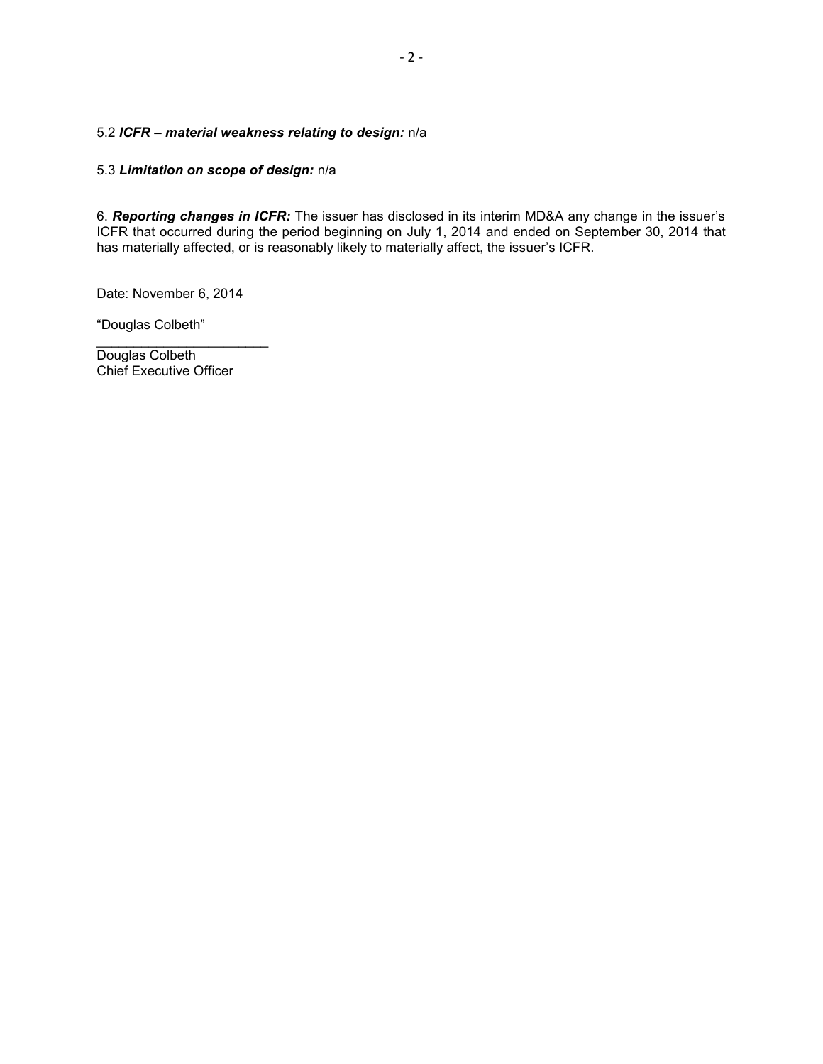5.2 ***ICFR – material weakness relating to design:*** n/a

5.3 ***Limitation on scope of design:*** n/a

6. ***Reporting changes in ICFR:*** The issuer has disclosed in its interim MD&A any change in the issuer's ICFR that occurred during the period beginning on July 1, 2014 and ended on September 30, 2014 that has materially affected, or is reasonably likely to materially affect, the issuer's ICFR.

Date: November 6, 2014

"Douglas Colbeth"

_______________________

Douglas Colbeth
Chief Executive Officer